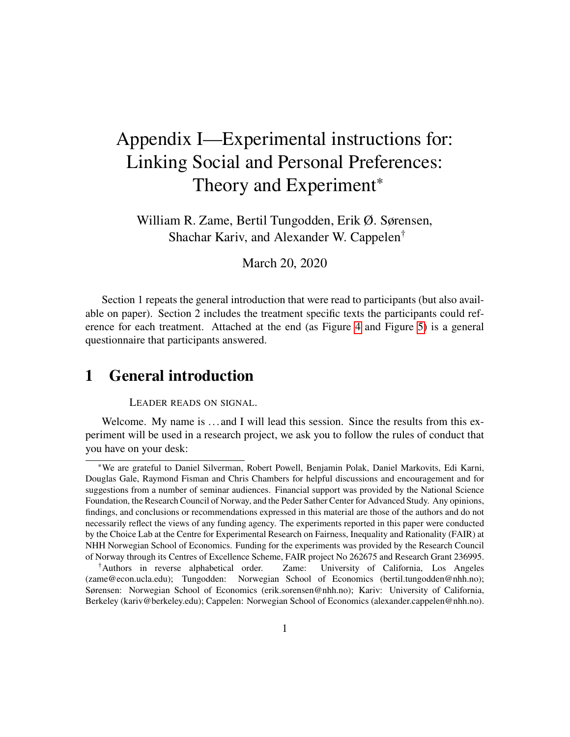# Appendix I—Experimental instructions for: Linking Social and Personal Preferences: Theory and Experiment*

William R. Zame, Bertil Tungodden, Erik Ø. Sørensen, Shachar Kariv, and Alexander W. Cappelen†

March 20, 2020

Section 1 repeats the general introduction that were read to participants (but also available on paper). Section 2 includes the treatment specific texts the participants could reference for each treatment. Attached at the end (as Figure 4 and Figure 5) is a general questionnaire that participants answered.

## 1 General introduction

LEADER READS ON SIGNAL.

Welcome. My name is . . . and I will lead this session. Since the results from this experiment will be used in a research project, we ask you to follow the rules of conduct that you have on your desk:

---

*We are grateful to Daniel Silverman, Robert Powell, Benjamin Polak, Daniel Markovits, Edi Karni, Douglas Gale, Raymond Fisman and Chris Chambers for helpful discussions and encouragement and for suggestions from a number of seminar audiences. Financial support was provided by the National Science Foundation, the Research Council of Norway, and the Peder Sather Center for Advanced Study. Any opinions, findings, and conclusions or recommendations expressed in this material are those of the authors and do not necessarily reflect the views of any funding agency. The experiments reported in this paper were conducted by the Choice Lab at the Centre for Experimental Research on Fairness, Inequality and Rationality (FAIR) at NHH Norwegian School of Economics. Funding for the experiments was provided by the Research Council of Norway through its Centres of Excellence Scheme, FAIR project No 262675 and Research Grant 236995.

†Authors in reverse alphabetical order. Zame: University of California, Los Angeles (zame@econ.ucla.edu); Tungodden: Norwegian School of Economics (bertil.tungodden@nhh.no); Sørensen: Norwegian School of Economics (erik.sorensen@nhh.no); Kariv: University of California, Berkeley (kariv@berkeley.edu); Cappelen: Norwegian School of Economics (alexander.cappelen@nhh.no).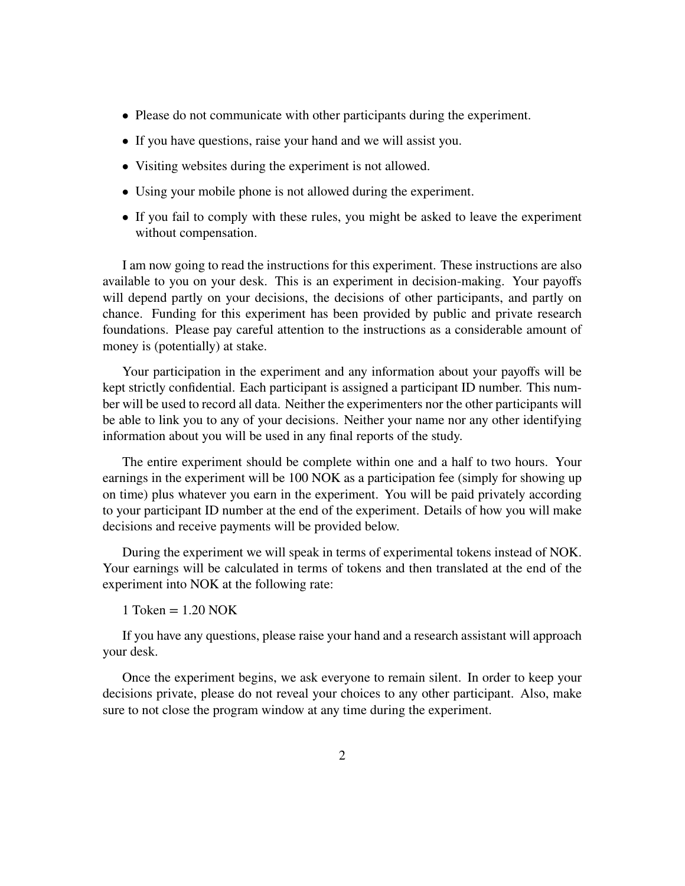- Please do not communicate with other participants during the experiment.
- If you have questions, raise your hand and we will assist you.
- Visiting websites during the experiment is not allowed.
- Using your mobile phone is not allowed during the experiment.
- If you fail to comply with these rules, you might be asked to leave the experiment without compensation.

I am now going to read the instructions for this experiment. These instructions are also available to you on your desk. This is an experiment in decision-making. Your payoffs will depend partly on your decisions, the decisions of other participants, and partly on chance. Funding for this experiment has been provided by public and private research foundations. Please pay careful attention to the instructions as a considerable amount of money is (potentially) at stake.

Your participation in the experiment and any information about your payoffs will be kept strictly confidential. Each participant is assigned a participant ID number. This number will be used to record all data. Neither the experimenters nor the other participants will be able to link you to any of your decisions. Neither your name nor any other identifying information about you will be used in any final reports of the study.

The entire experiment should be complete within one and a half to two hours. Your earnings in the experiment will be 100 NOK as a participation fee (simply for showing up on time) plus whatever you earn in the experiment. You will be paid privately according to your participant ID number at the end of the experiment. Details of how you will make decisions and receive payments will be provided below.

During the experiment we will speak in terms of experimental tokens instead of NOK. Your earnings will be calculated in terms of tokens and then translated at the end of the experiment into NOK at the following rate:

1 Token = 1.20 NOK

If you have any questions, please raise your hand and a research assistant will approach your desk.

Once the experiment begins, we ask everyone to remain silent. In order to keep your decisions private, please do not reveal your choices to any other participant. Also, make sure to not close the program window at any time during the experiment.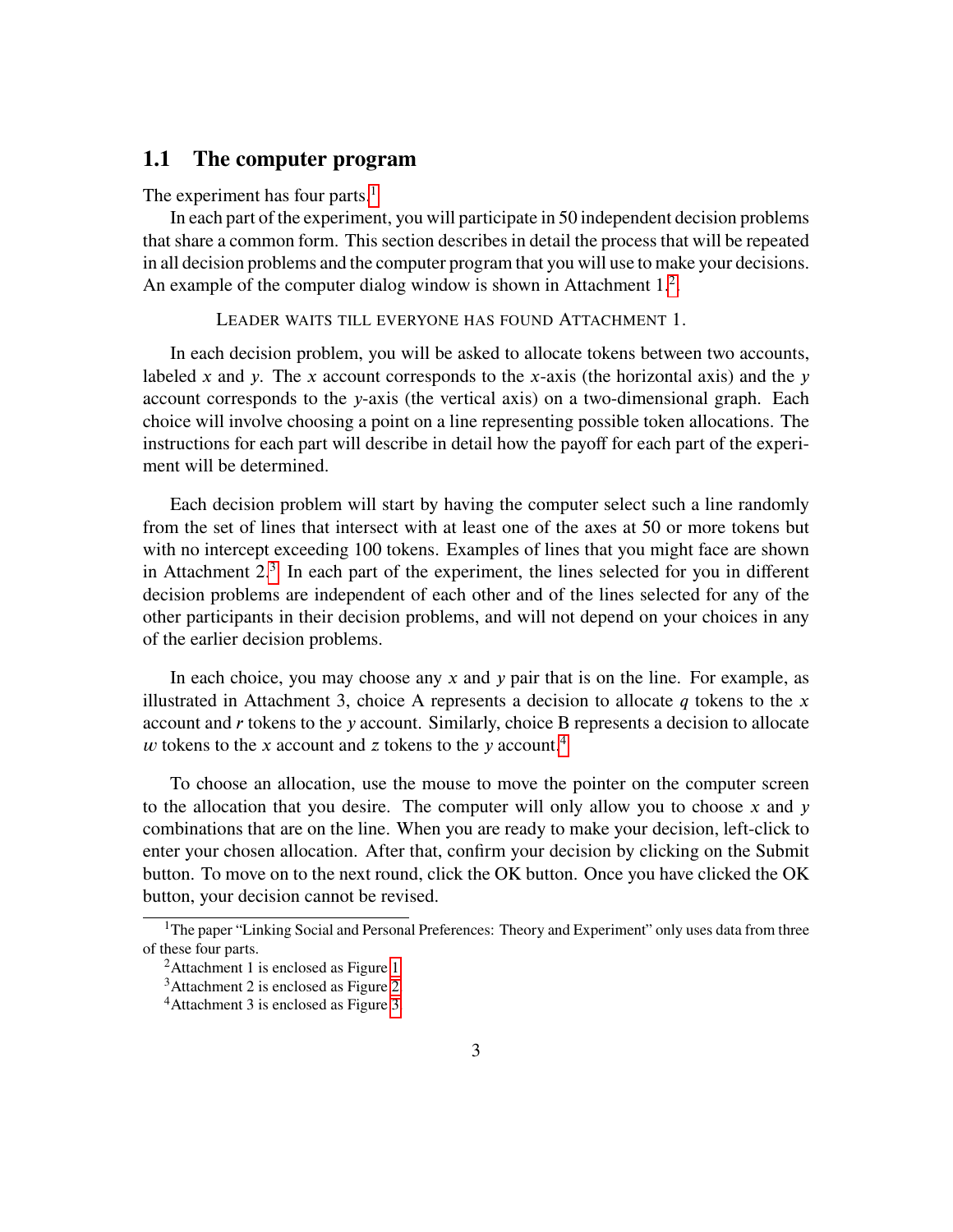## 1.1 The computer program

The experiment has four parts.[1]

In each part of the experiment, you will participate in 50 independent decision problems that share a common form. This section describes in detail the process that will be repeated in all decision problems and the computer program that you will use to make your decisions. An example of the computer dialog window is shown in Attachment 1.[2].

LEADER WAITS TILL EVERYONE HAS FOUND ATTACHMENT 1.

In each decision problem, you will be asked to allocate tokens between two accounts, labeled $x$ and $y$. The $x$ account corresponds to the $x$-axis (the horizontal axis) and the $y$ account corresponds to the $y$-axis (the vertical axis) on a two-dimensional graph. Each choice will involve choosing a point on a line representing possible token allocations. The instructions for each part will describe in detail how the payoff for each part of the experiment will be determined.

Each decision problem will start by having the computer select such a line randomly from the set of lines that intersect with at least one of the axes at 50 or more tokens but with no intercept exceeding 100 tokens. Examples of lines that you might face are shown in Attachment 2.[3] In each part of the experiment, the lines selected for you in different decision problems are independent of each other and of the lines selected for any of the other participants in their decision problems, and will not depend on your choices in any of the earlier decision problems.

In each choice, you may choose any $x$ and $y$ pair that is on the line. For example, as illustrated in Attachment 3, choice A represents a decision to allocate $q$ tokens to the $x$ account and $r$ tokens to the $y$ account. Similarly, choice B represents a decision to allocate $w$ tokens to the $x$ account and $z$ tokens to the $y$ account.[4]

To choose an allocation, use the mouse to move the pointer on the computer screen to the allocation that you desire. The computer will only allow you to choose $x$ and $y$ combinations that are on the line. When you are ready to make your decision, left-click to enter your chosen allocation. After that, confirm your decision by clicking on the Submit button. To move on to the next round, click the OK button. Once you have clicked the OK button, your decision cannot be revised.

---

[1] The paper "Linking Social and Personal Preferences: Theory and Experiment" only uses data from three of these four parts.

[2] Attachment 1 is enclosed as Figure 1

[3] Attachment 2 is enclosed as Figure 2

[4] Attachment 3 is enclosed as Figure 3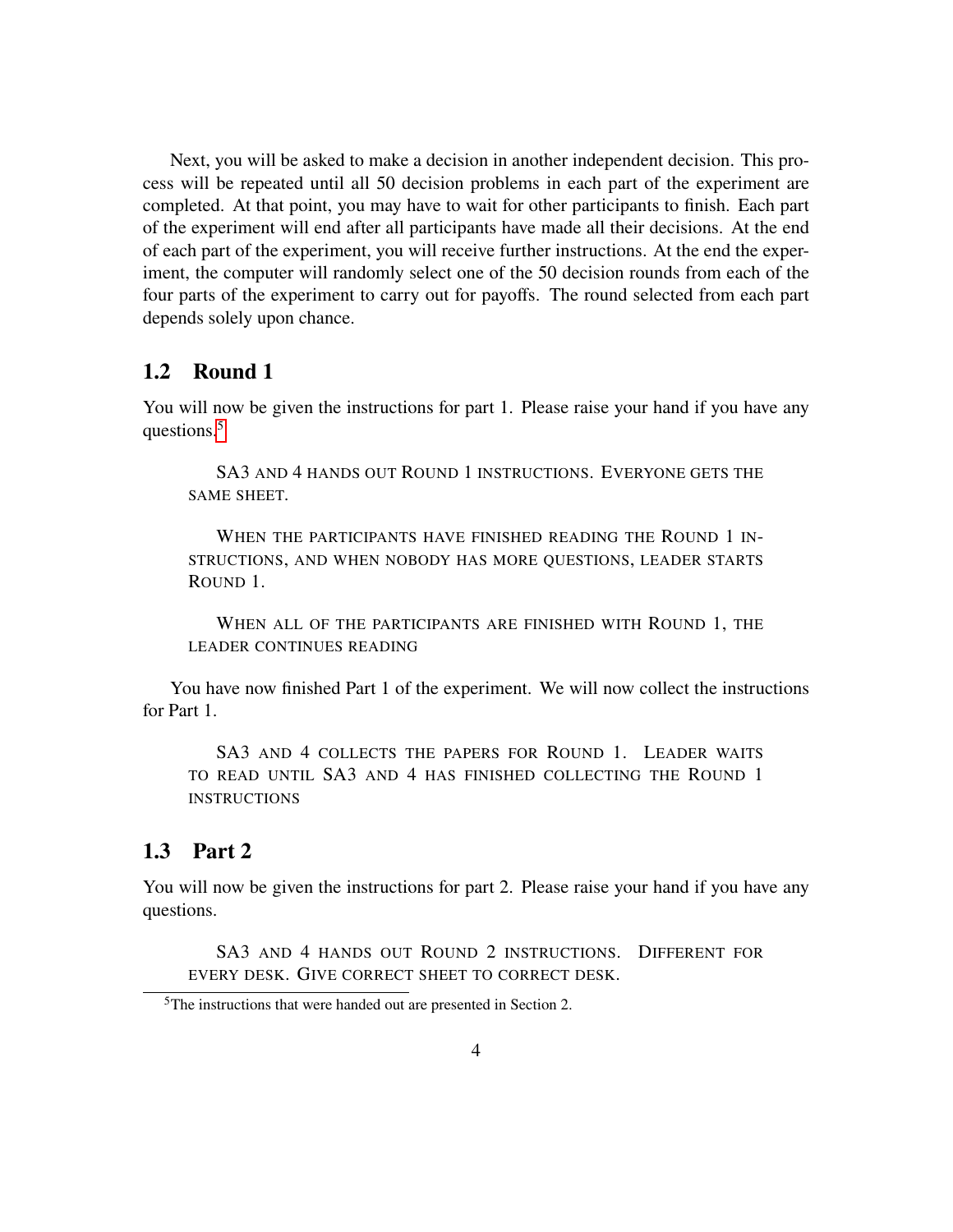Next, you will be asked to make a decision in another independent decision. This process will be repeated until all 50 decision problems in each part of the experiment are completed. At that point, you may have to wait for other participants to finish. Each part of the experiment will end after all participants have made all their decisions. At the end of each part of the experiment, you will receive further instructions. At the end the experiment, the computer will randomly select one of the 50 decision rounds from each of the four parts of the experiment to carry out for payoffs. The round selected from each part depends solely upon chance.

## 1.2 Round 1

You will now be given the instructions for part 1. Please raise your hand if you have any questions.[5]

> SA3 AND 4 HANDS OUT ROUND 1 INSTRUCTIONS. EVERYONE GETS THE SAME SHEET.
>
> WHEN THE PARTICIPANTS HAVE FINISHED READING THE ROUND 1 INSTRUCTIONS, AND WHEN NOBODY HAS MORE QUESTIONS, LEADER STARTS ROUND 1.
>
> WHEN ALL OF THE PARTICIPANTS ARE FINISHED WITH ROUND 1, THE LEADER CONTINUES READING

You have now finished Part 1 of the experiment. We will now collect the instructions for Part 1.

> SA3 AND 4 COLLECTS THE PAPERS FOR ROUND 1. LEADER WAITS TO READ UNTIL SA3 AND 4 HAS FINISHED COLLECTING THE ROUND 1 INSTRUCTIONS

## 1.3 Part 2

You will now be given the instructions for part 2. Please raise your hand if you have any questions.

> SA3 AND 4 HANDS OUT ROUND 2 INSTRUCTIONS. DIFFERENT FOR EVERY DESK. GIVE CORRECT SHEET TO CORRECT DESK.

[5] The instructions that were handed out are presented in Section 2.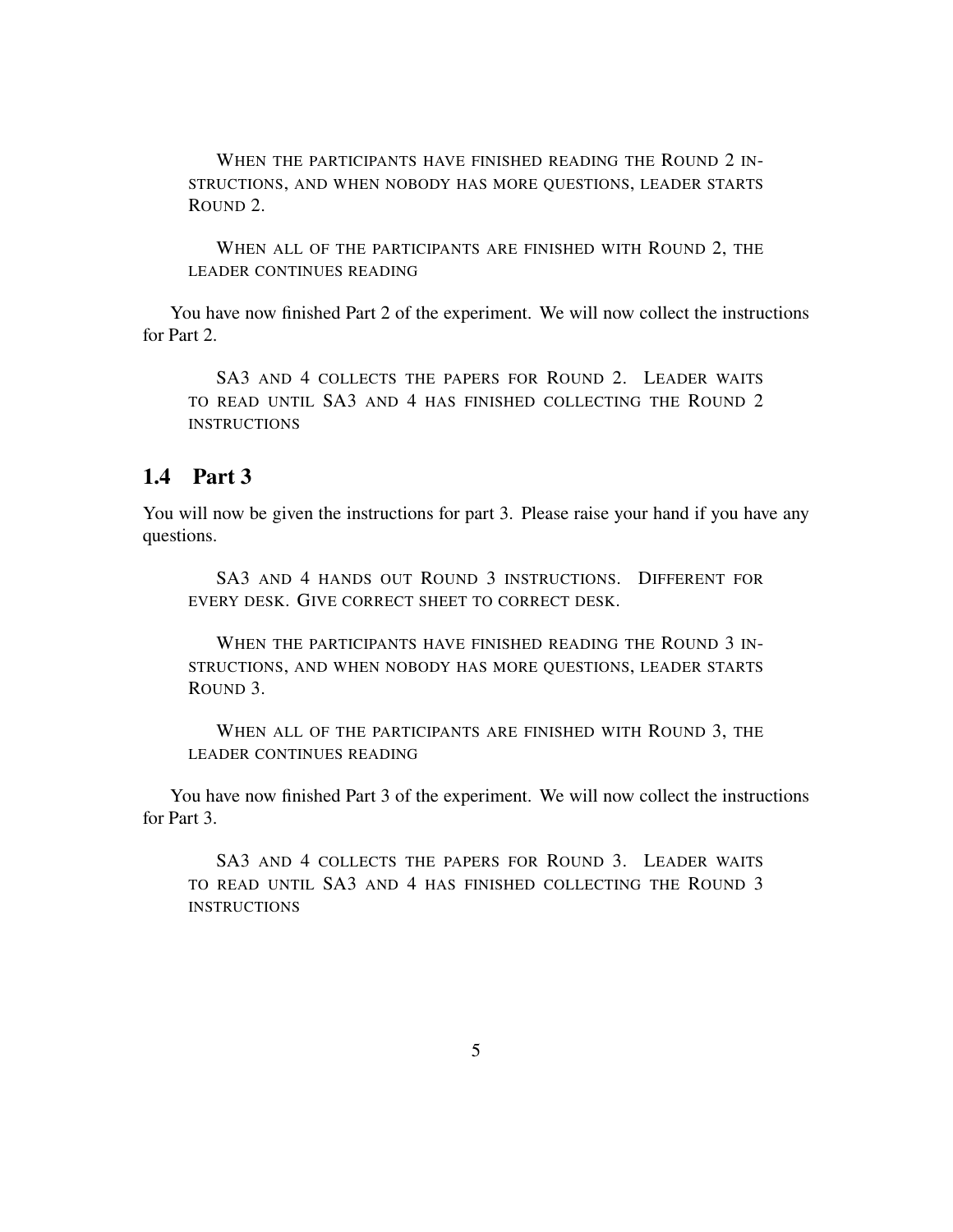WHEN THE PARTICIPANTS HAVE FINISHED READING THE ROUND 2 INSTRUCTIONS, AND WHEN NOBODY HAS MORE QUESTIONS, LEADER STARTS ROUND 2.

WHEN ALL OF THE PARTICIPANTS ARE FINISHED WITH ROUND 2, THE LEADER CONTINUES READING

You have now finished Part 2 of the experiment. We will now collect the instructions for Part 2.

SA3 AND 4 COLLECTS THE PAPERS FOR ROUND 2. LEADER WAITS TO READ UNTIL SA3 AND 4 HAS FINISHED COLLECTING THE ROUND 2 INSTRUCTIONS

### 1.4 Part 3

You will now be given the instructions for part 3. Please raise your hand if you have any questions.

SA3 AND 4 HANDS OUT ROUND 3 INSTRUCTIONS. DIFFERENT FOR EVERY DESK. GIVE CORRECT SHEET TO CORRECT DESK.

WHEN THE PARTICIPANTS HAVE FINISHED READING THE ROUND 3 INSTRUCTIONS, AND WHEN NOBODY HAS MORE QUESTIONS, LEADER STARTS ROUND 3.

WHEN ALL OF THE PARTICIPANTS ARE FINISHED WITH ROUND 3, THE LEADER CONTINUES READING

You have now finished Part 3 of the experiment. We will now collect the instructions for Part 3.

SA3 AND 4 COLLECTS THE PAPERS FOR ROUND 3. LEADER WAITS TO READ UNTIL SA3 AND 4 HAS FINISHED COLLECTING THE ROUND 3 INSTRUCTIONS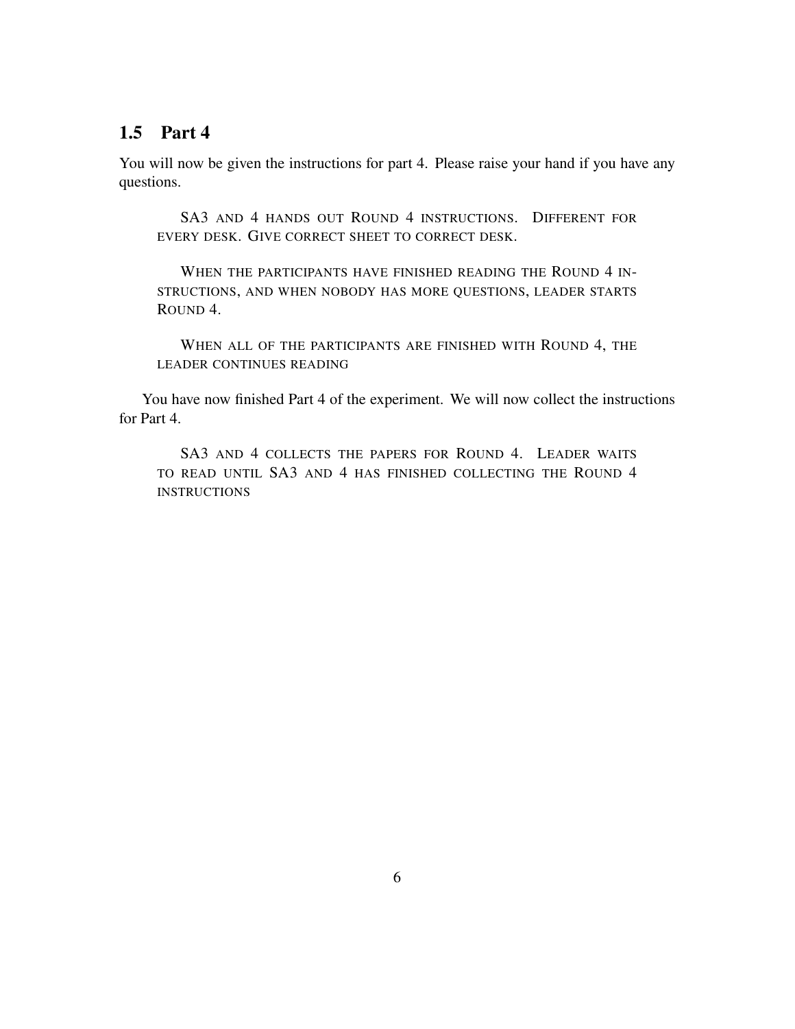## 1.5 Part 4

You will now be given the instructions for part 4. Please raise your hand if you have any questions.

> SA3 AND 4 HANDS OUT ROUND 4 INSTRUCTIONS. DIFFERENT FOR EVERY DESK. GIVE CORRECT SHEET TO CORRECT DESK.
>
> WHEN THE PARTICIPANTS HAVE FINISHED READING THE ROUND 4 INSTRUCTIONS, AND WHEN NOBODY HAS MORE QUESTIONS, LEADER STARTS ROUND 4.
>
> WHEN ALL OF THE PARTICIPANTS ARE FINISHED WITH ROUND 4, THE LEADER CONTINUES READING

You have now finished Part 4 of the experiment. We will now collect the instructions for Part 4.

> SA3 AND 4 COLLECTS THE PAPERS FOR ROUND 4. LEADER WAITS TO READ UNTIL SA3 AND 4 HAS FINISHED COLLECTING THE ROUND 4 INSTRUCTIONS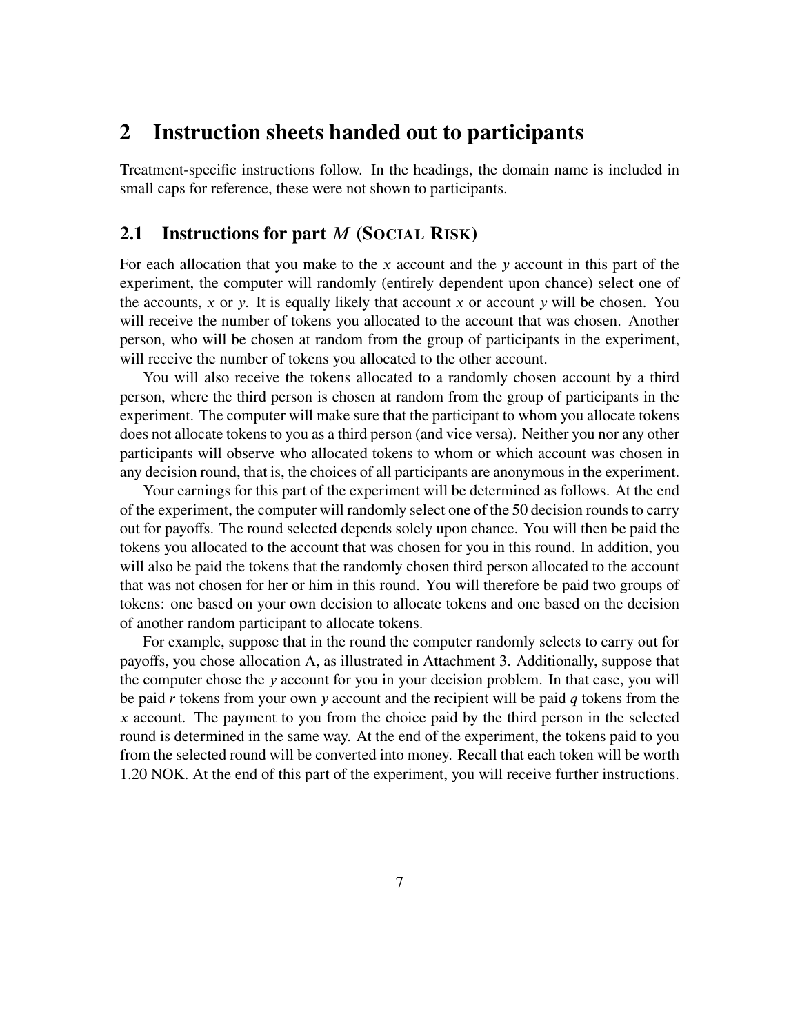## 2 Instruction sheets handed out to participants

Treatment-specific instructions follow. In the headings, the domain name is included in small caps for reference, these were not shown to participants.

### 2.1 Instructions for part $M$ (SOCIAL RISK)

For each allocation that you make to the $x$ account and the $y$ account in this part of the experiment, the computer will randomly (entirely dependent upon chance) select one of the accounts, $x$ or $y$. It is equally likely that account $x$ or account $y$ will be chosen. You will receive the number of tokens you allocated to the account that was chosen. Another person, who will be chosen at random from the group of participants in the experiment, will receive the number of tokens you allocated to the other account.

You will also receive the tokens allocated to a randomly chosen account by a third person, where the third person is chosen at random from the group of participants in the experiment. The computer will make sure that the participant to whom you allocate tokens does not allocate tokens to you as a third person (and vice versa). Neither you nor any other participants will observe who allocated tokens to whom or which account was chosen in any decision round, that is, the choices of all participants are anonymous in the experiment.

Your earnings for this part of the experiment will be determined as follows. At the end of the experiment, the computer will randomly select one of the 50 decision rounds to carry out for payoffs. The round selected depends solely upon chance. You will then be paid the tokens you allocated to the account that was chosen for you in this round. In addition, you will also be paid the tokens that the randomly chosen third person allocated to the account that was not chosen for her or him in this round. You will therefore be paid two groups of tokens: one based on your own decision to allocate tokens and one based on the decision of another random participant to allocate tokens.

For example, suppose that in the round the computer randomly selects to carry out for payoffs, you chose allocation A, as illustrated in Attachment 3. Additionally, suppose that the computer chose the $y$ account for you in your decision problem. In that case, you will be paid $r$ tokens from your own $y$ account and the recipient will be paid $q$ tokens from the $x$ account. The payment to you from the choice paid by the third person in the selected round is determined in the same way. At the end of the experiment, the tokens paid to you from the selected round will be converted into money. Recall that each token will be worth 1.20 NOK. At the end of this part of the experiment, you will receive further instructions.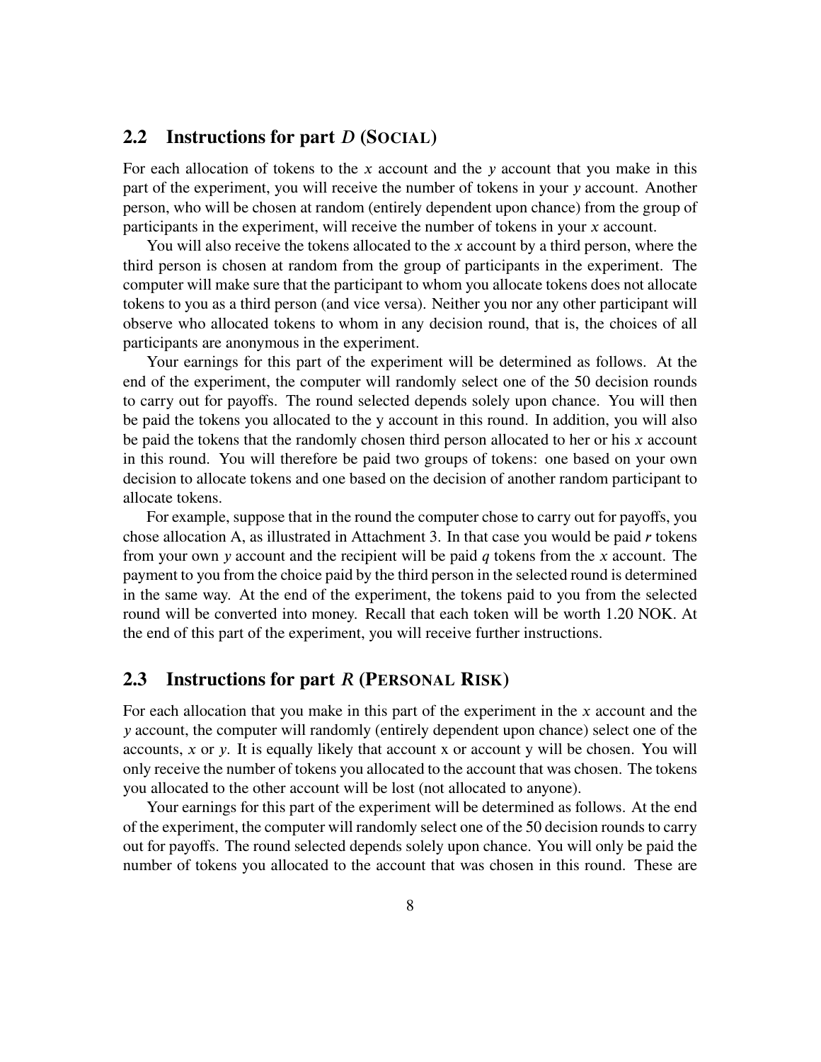## 2.2 Instructions for part *D* (SOCIAL)

For each allocation of tokens to the *x* account and the *y* account that you make in this part of the experiment, you will receive the number of tokens in your *y* account. Another person, who will be chosen at random (entirely dependent upon chance) from the group of participants in the experiment, will receive the number of tokens in your *x* account.

You will also receive the tokens allocated to the *x* account by a third person, where the third person is chosen at random from the group of participants in the experiment. The computer will make sure that the participant to whom you allocate tokens does not allocate tokens to you as a third person (and vice versa). Neither you nor any other participant will observe who allocated tokens to whom in any decision round, that is, the choices of all participants are anonymous in the experiment.

Your earnings for this part of the experiment will be determined as follows. At the end of the experiment, the computer will randomly select one of the 50 decision rounds to carry out for payoffs. The round selected depends solely upon chance. You will then be paid the tokens you allocated to the y account in this round. In addition, you will also be paid the tokens that the randomly chosen third person allocated to her or his *x* account in this round. You will therefore be paid two groups of tokens: one based on your own decision to allocate tokens and one based on the decision of another random participant to allocate tokens.

For example, suppose that in the round the computer chose to carry out for payoffs, you chose allocation A, as illustrated in Attachment 3. In that case you would be paid *r* tokens from your own *y* account and the recipient will be paid *q* tokens from the *x* account. The payment to you from the choice paid by the third person in the selected round is determined in the same way. At the end of the experiment, the tokens paid to you from the selected round will be converted into money. Recall that each token will be worth 1.20 NOK. At the end of this part of the experiment, you will receive further instructions.

## 2.3 Instructions for part *R* (PERSONAL RISK)

For each allocation that you make in this part of the experiment in the *x* account and the *y* account, the computer will randomly (entirely dependent upon chance) select one of the accounts, *x* or *y*. It is equally likely that account x or account y will be chosen. You will only receive the number of tokens you allocated to the account that was chosen. The tokens you allocated to the other account will be lost (not allocated to anyone).

Your earnings for this part of the experiment will be determined as follows. At the end of the experiment, the computer will randomly select one of the 50 decision rounds to carry out for payoffs. The round selected depends solely upon chance. You will only be paid the number of tokens you allocated to the account that was chosen in this round. These are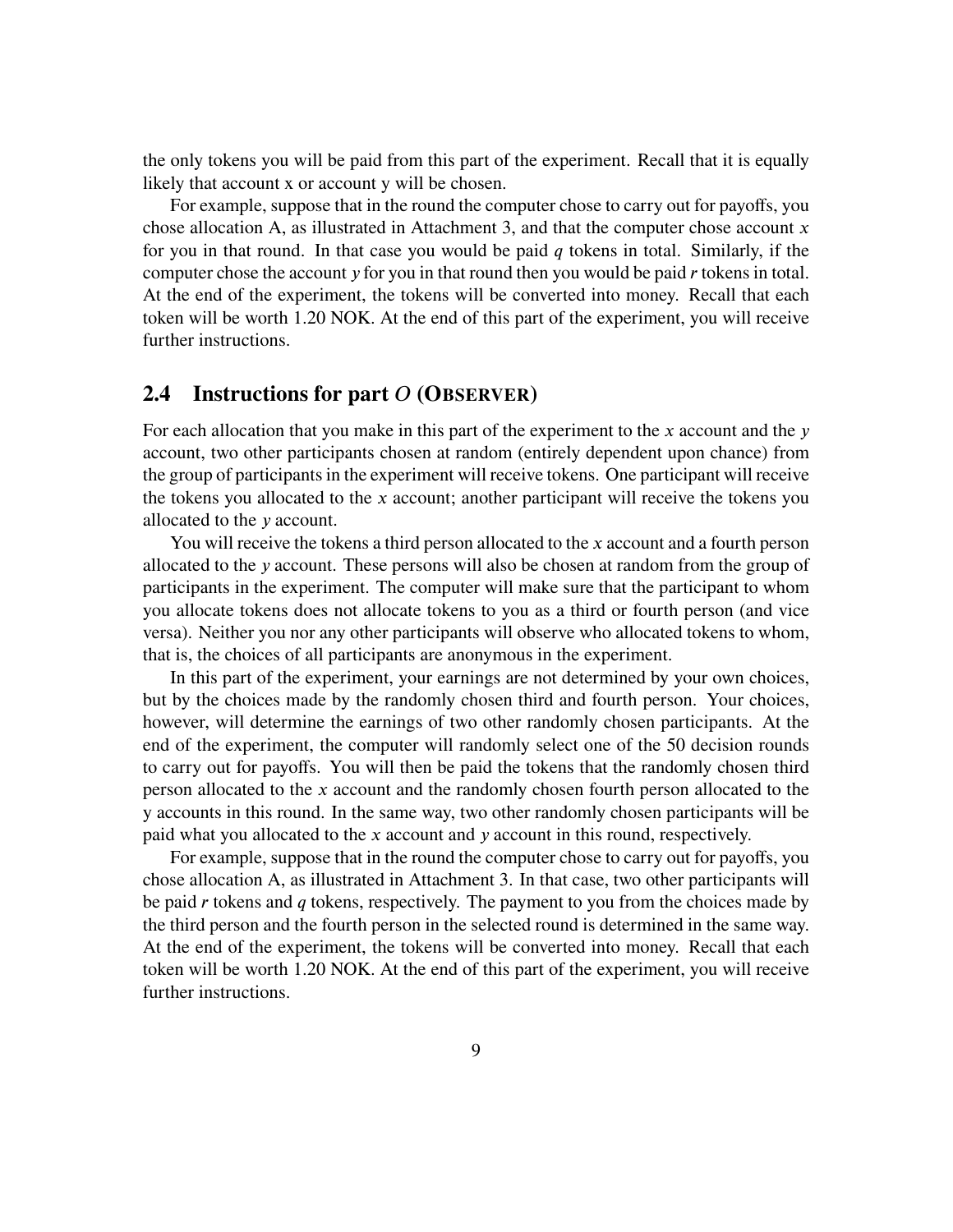the only tokens you will be paid from this part of the experiment. Recall that it is equally likely that account x or account y will be chosen.

For example, suppose that in the round the computer chose to carry out for payoffs, you chose allocation A, as illustrated in Attachment 3, and that the computer chose account $x$ for you in that round. In that case you would be paid $q$ tokens in total. Similarly, if the computer chose the account $y$ for you in that round then you would be paid $r$ tokens in total. At the end of the experiment, the tokens will be converted into money. Recall that each token will be worth 1.20 NOK. At the end of this part of the experiment, you will receive further instructions.

## 2.4 Instructions for part *O* (OBSERVER)

For each allocation that you make in this part of the experiment to the $x$ account and the $y$ account, two other participants chosen at random (entirely dependent upon chance) from the group of participants in the experiment will receive tokens. One participant will receive the tokens you allocated to the $x$ account; another participant will receive the tokens you allocated to the $y$ account.

You will receive the tokens a third person allocated to the $x$ account and a fourth person allocated to the $y$ account. These persons will also be chosen at random from the group of participants in the experiment. The computer will make sure that the participant to whom you allocate tokens does not allocate tokens to you as a third or fourth person (and vice versa). Neither you nor any other participants will observe who allocated tokens to whom, that is, the choices of all participants are anonymous in the experiment.

In this part of the experiment, your earnings are not determined by your own choices, but by the choices made by the randomly chosen third and fourth person. Your choices, however, will determine the earnings of two other randomly chosen participants. At the end of the experiment, the computer will randomly select one of the 50 decision rounds to carry out for payoffs. You will then be paid the tokens that the randomly chosen third person allocated to the $x$ account and the randomly chosen fourth person allocated to the y accounts in this round. In the same way, two other randomly chosen participants will be paid what you allocated to the $x$ account and $y$ account in this round, respectively.

For example, suppose that in the round the computer chose to carry out for payoffs, you chose allocation A, as illustrated in Attachment 3. In that case, two other participants will be paid $r$ tokens and $q$ tokens, respectively. The payment to you from the choices made by the third person and the fourth person in the selected round is determined in the same way. At the end of the experiment, the tokens will be converted into money. Recall that each token will be worth 1.20 NOK. At the end of this part of the experiment, you will receive further instructions.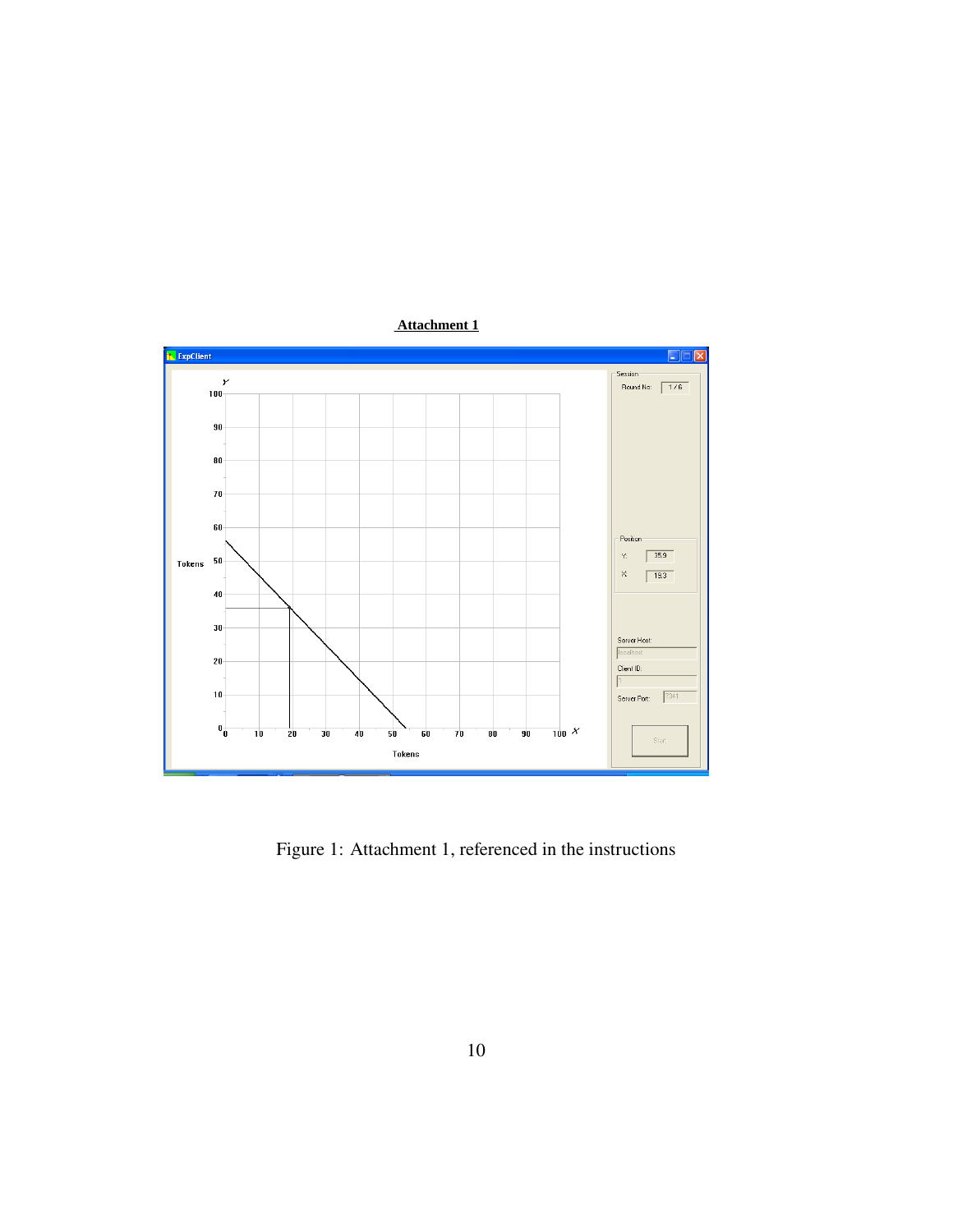**Attachment 1**

Figure 1: Attachment 1, referenced in the instructions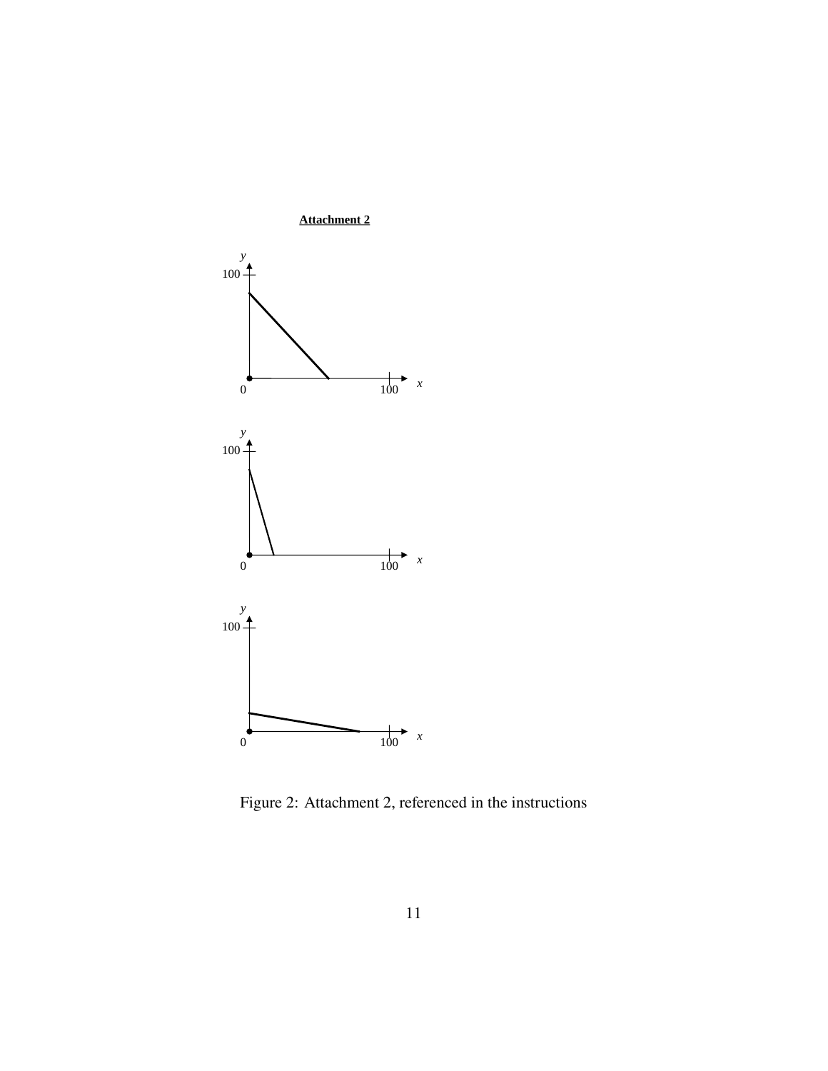**Attachment 2**

Figure 2: Attachment 2, referenced in the instructions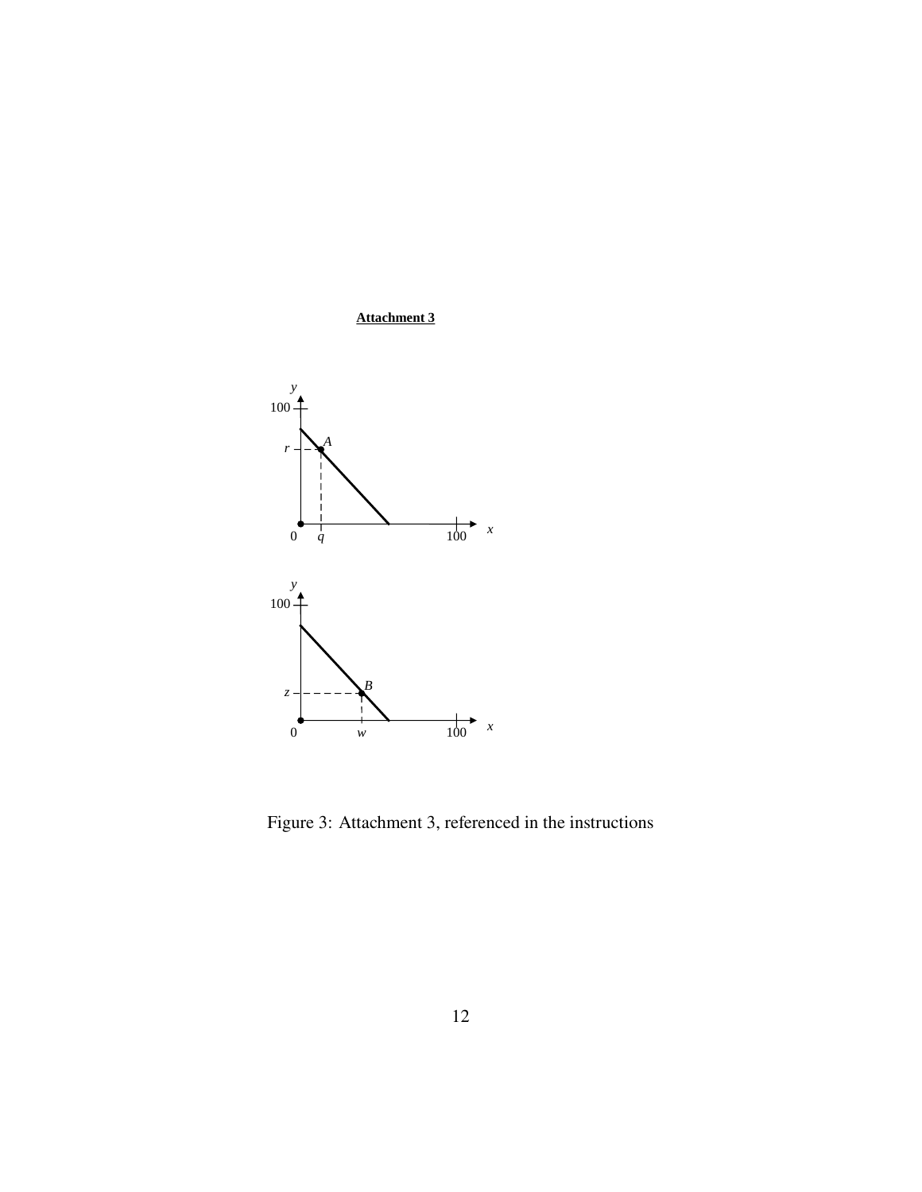**Attachment 3**

Figure 3: Attachment 3, referenced in the instructions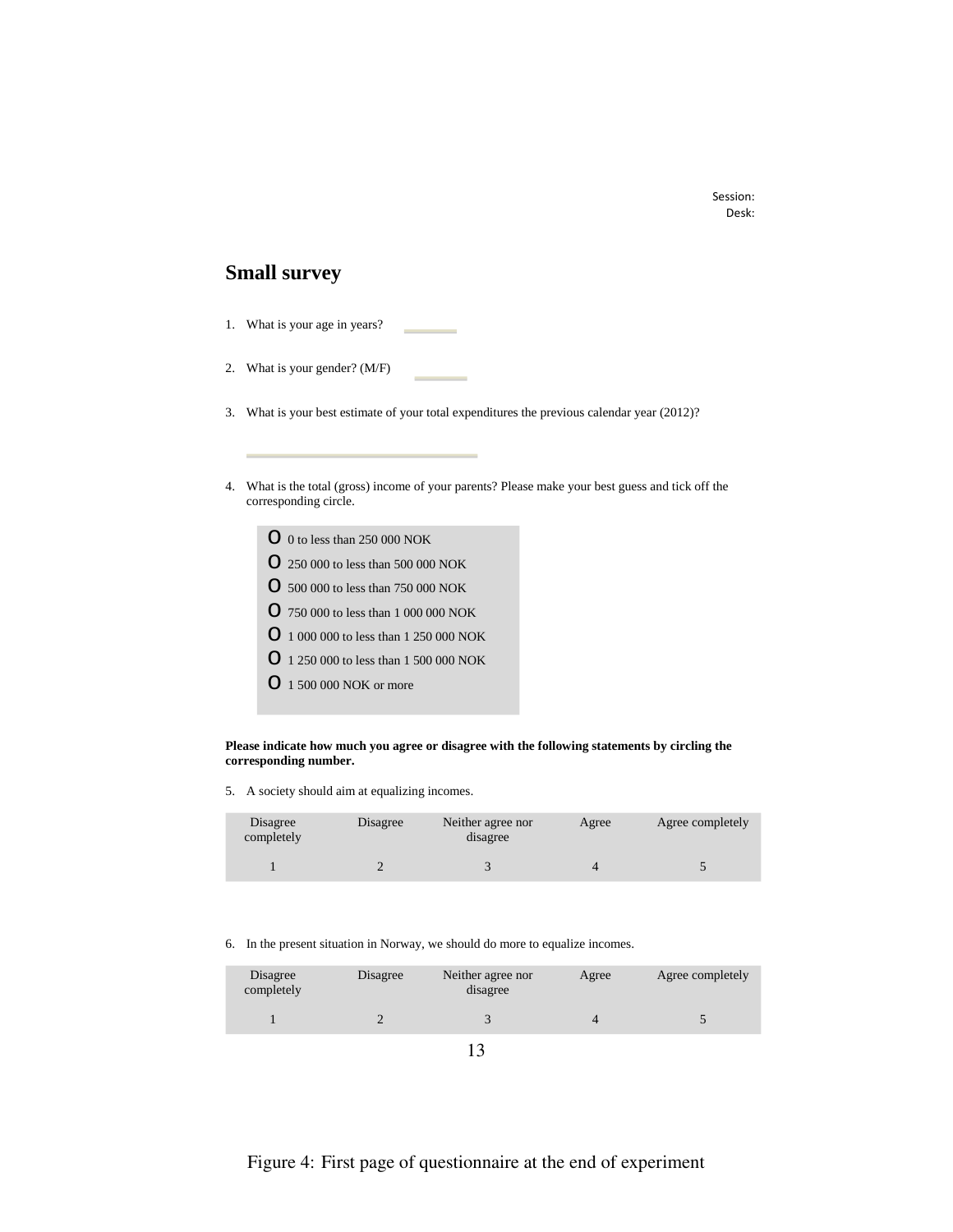Session:
Desk:

## Small survey

1. What is your age in years? ______

2. What is your gender? (M/F) ______

3. What is your best estimate of your total expenditures the previous calendar year (2012)?

   ______________________________

4. What is the total (gross) income of your parents? Please make your best guess and tick off the corresponding circle.

   - o 0 to less than 250 000 NOK
   - o 250 000 to less than 500 000 NOK
   - o 500 000 to less than 750 000 NOK
   - o 750 000 to less than 1 000 000 NOK
   - o 1 000 000 to less than 1 250 000 NOK
   - o 1 250 000 to less than 1 500 000 NOK
   - o 1 500 000 NOK or more

**Please indicate how much you agree or disagree with the following statements by circling the corresponding number.**

5. A society should aim at equalizing incomes.

| Disagree completely | Disagree | Neither agree nor disagree | Agree | Agree completely |
|---|---|---|---|---|
| 1 | 2 | 3 | 4 | 5 |

6. In the present situation in Norway, we should do more to equalize incomes.

| Disagree completely | Disagree | Neither agree nor disagree | Agree | Agree completely |
|---|---|---|---|---|
| 1 | 2 | 3 | 4 | 5 |

Figure 4: First page of questionnaire at the end of experiment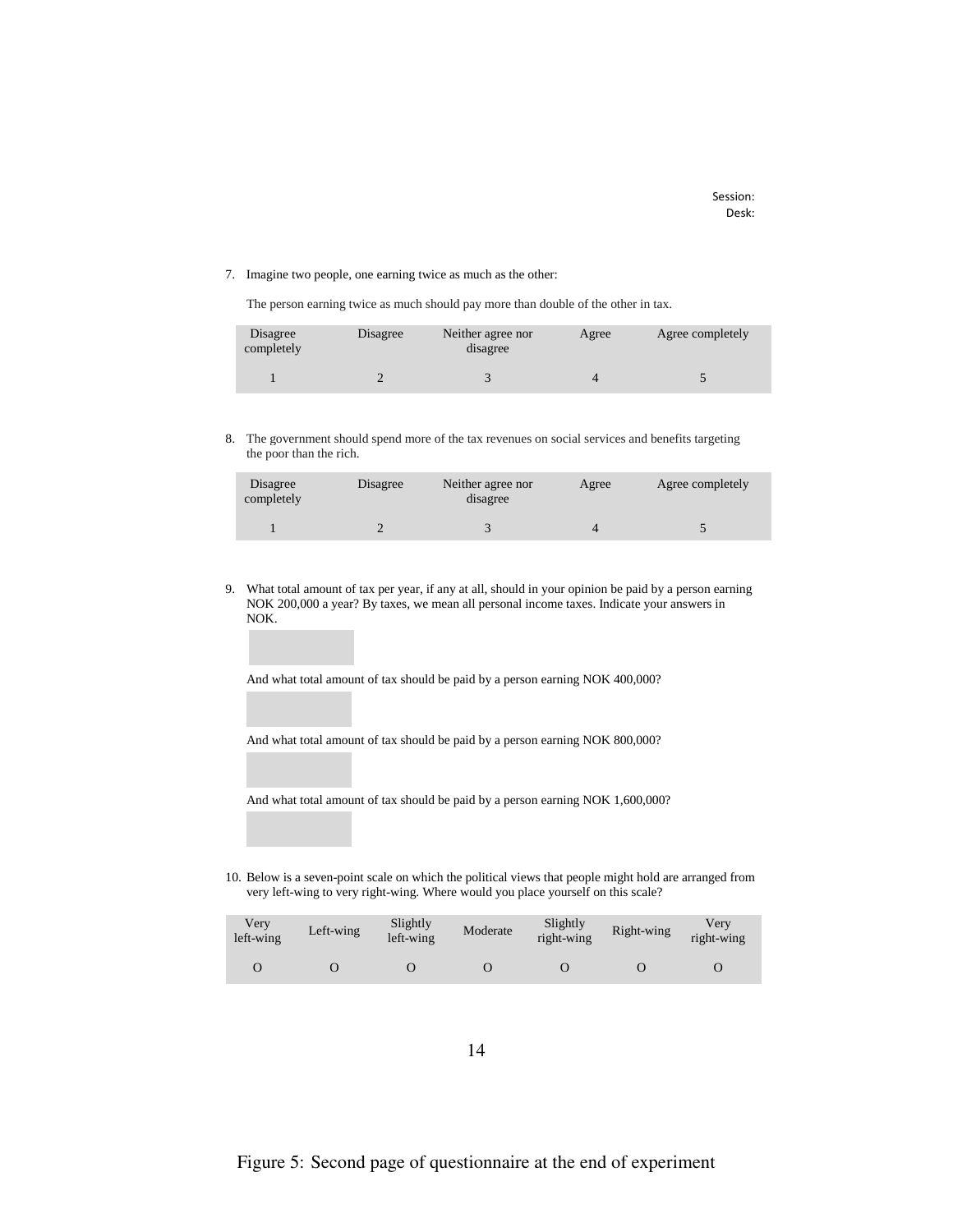Session:
Desk:

7. Imagine two people, one earning twice as much as the other:

   The person earning twice as much should pay more than double of the other in tax.

| Disagree completely | Disagree | Neither agree nor disagree | Agree | Agree completely |
|---|---|---|---|---|
| 1 | 2 | 3 | 4 | 5 |

8. The government should spend more of the tax revenues on social services and benefits targeting the poor than the rich.

| Disagree completely | Disagree | Neither agree nor disagree | Agree | Agree completely |
|---|---|---|---|---|
| 1 | 2 | 3 | 4 | 5 |

9. What total amount of tax per year, if any at all, should in your opinion be paid by a person earning NOK 200,000 a year? By taxes, we mean all personal income taxes. Indicate your answers in NOK.

   And what total amount of tax should be paid by a person earning NOK 400,000?

   And what total amount of tax should be paid by a person earning NOK 800,000?

   And what total amount of tax should be paid by a person earning NOK 1,600,000?

10. Below is a seven-point scale on which the political views that people might hold are arranged from very left-wing to very right-wing. Where would you place yourself on this scale?

| Very left-wing | Left-wing | Slightly left-wing | Moderate | Slightly right-wing | Right-wing | Very right-wing |
|---|---|---|---|---|---|---|
| O | O | O | O | O | O | O |

Figure 5: Second page of questionnaire at the end of experiment